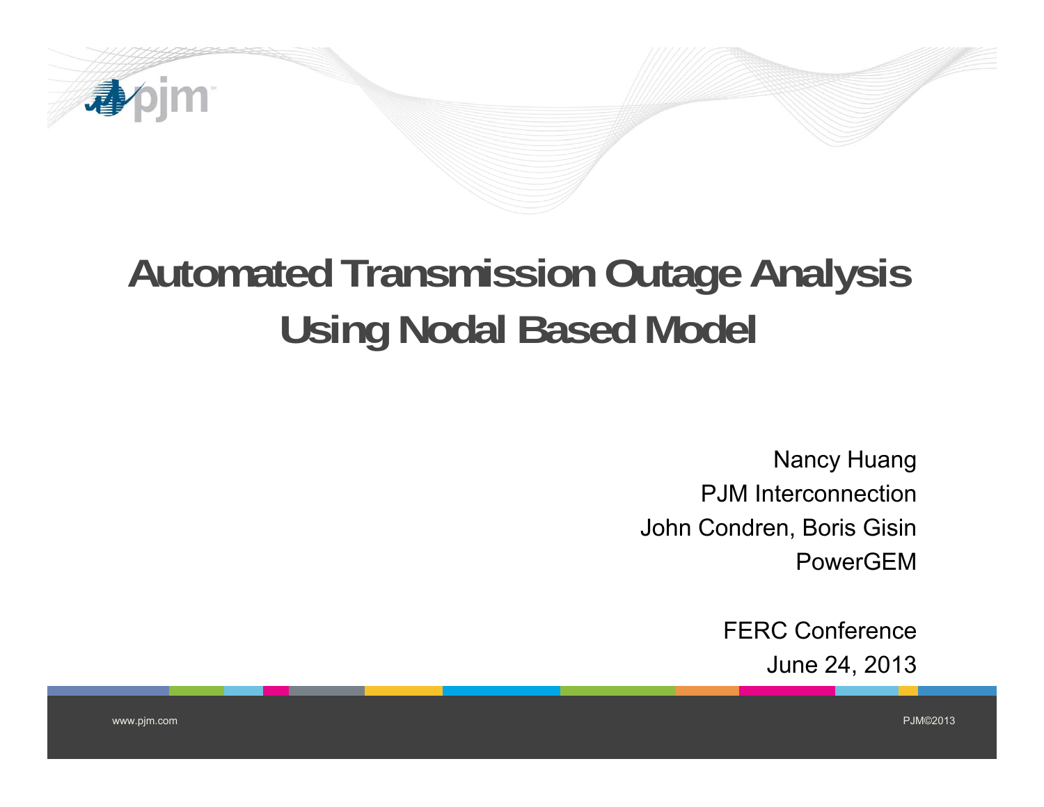# Automated Transmission Outage Analysis Using Nodal Based Model

Nancy Huang
PJM Interconnection
John Condren, Boris Gisin
PowerGEM

FERC Conference
June 24, 2013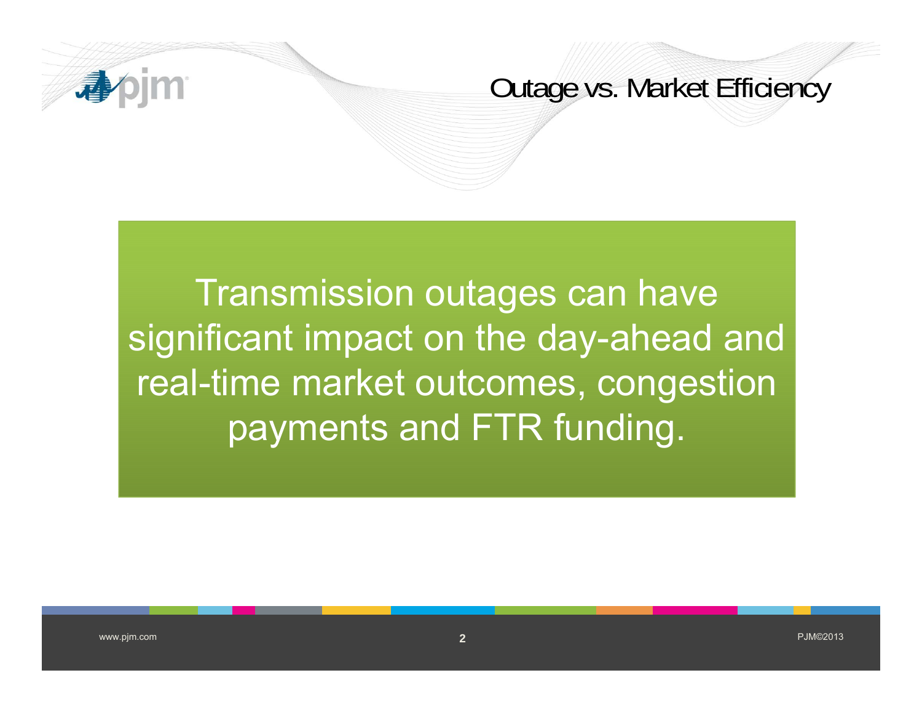# Outage vs. Market Efficiency

Transmission outages can have significant impact on the day-ahead and real-time market outcomes, congestion payments and FTR funding.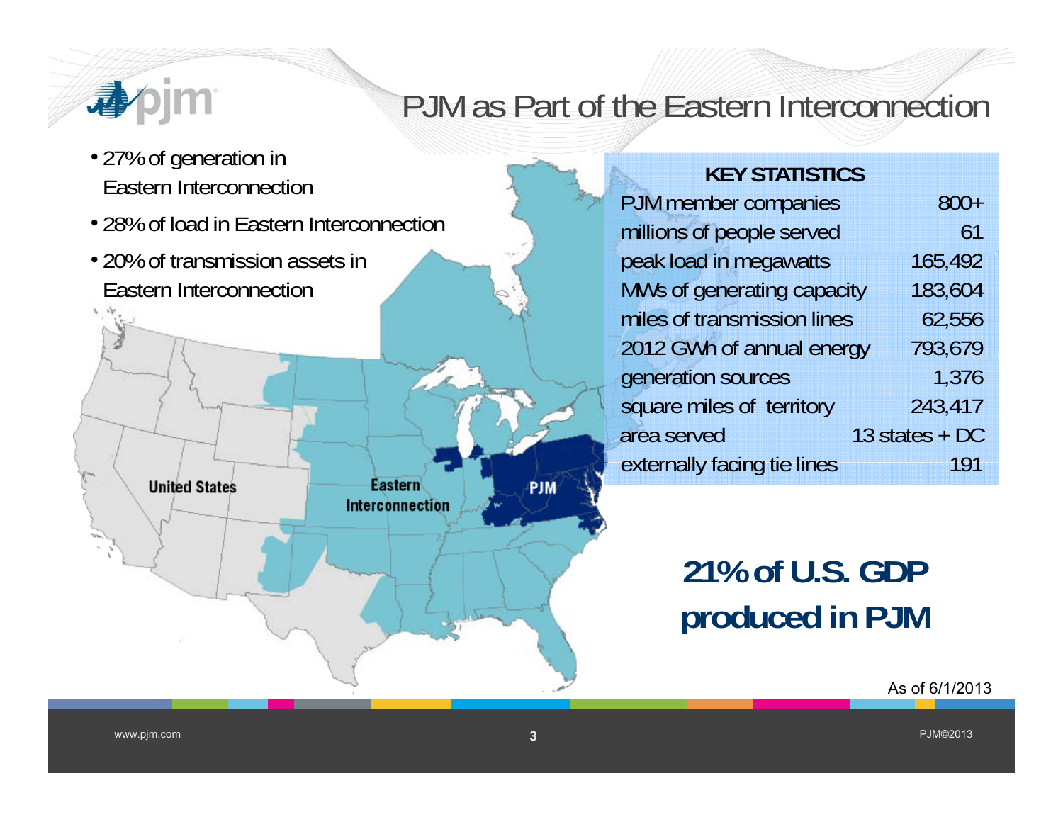# PJM as Part of the Eastern Interconnection

- 27% of generation in Eastern Interconnection
- 28% of load in Eastern Interconnection
- 20% of transmission assets in Eastern Interconnection

United States

Eastern Interconnection

PJM

| KEY STATISTICS | |
|---|---|
| PJM member companies | 800+ |
| millions of people served | 61 |
| peak load in megawatts | 165,492 |
| MWs of generating capacity | 183,604 |
| miles of transmission lines | 62,556 |
| 2012 GWh of annual energy | 793,679 |
| generation sources | 1,376 |
| square miles of territory | 243,417 |
| area served | 13 states + DC |
| externally facing tie lines | 191 |

**21% of U.S. GDP produced in PJM**

As of 6/1/2013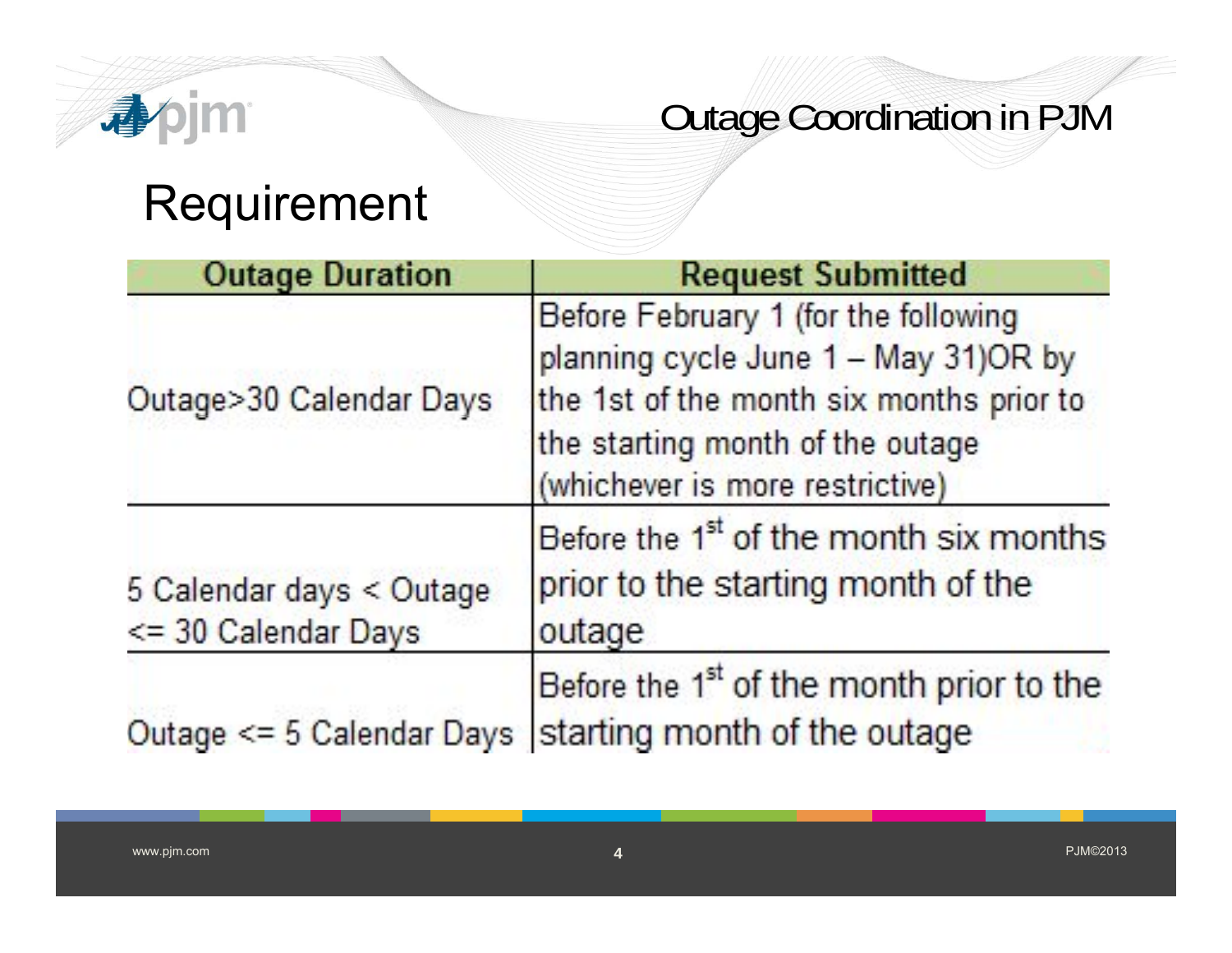# Requirement

| Outage Duration | Request Submitted |
| --- | --- |
| Outage>30 Calendar Days | Before February 1 (for the following planning cycle June 1 – May 31)OR by the 1st of the month six months prior to the starting month of the outage (whichever is more restrictive) |
| 5 Calendar days < Outage <= 30 Calendar Days | Before the 1st of the month six months prior to the starting month of the outage |
| Outage <= 5 Calendar Days | Before the 1st of the month prior to the starting month of the outage |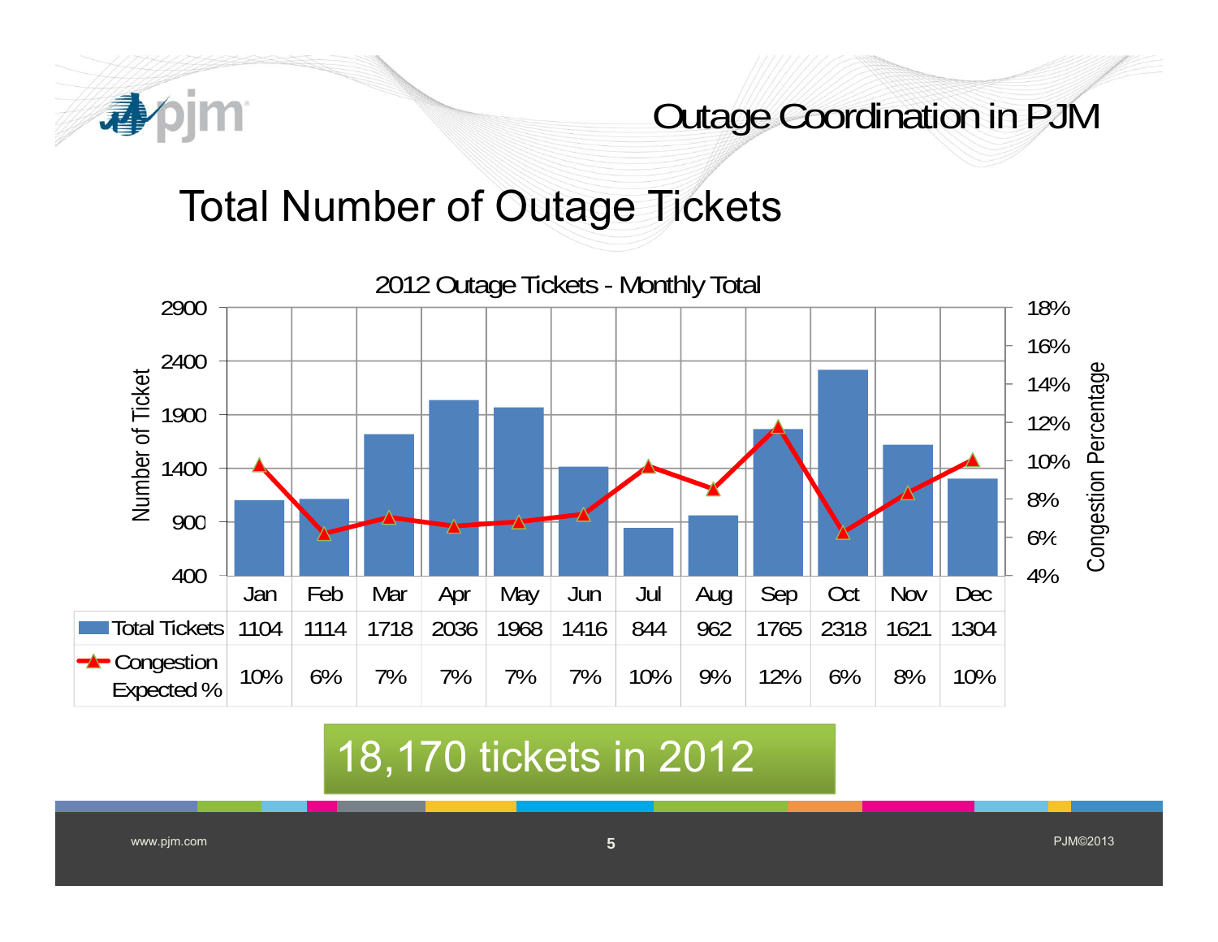# Total Number of Outage Tickets

**2012 Outage Tickets - Monthly Total**

| | Jan | Feb | Mar | Apr | May | Jun | Jul | Aug | Sep | Oct | Nov | Dec |
|---|---|---|---|---|---|---|---|---|---|---|---|---|
| Total Tickets | 1104 | 1114 | 1718 | 2036 | 1968 | 1416 | 844 | 962 | 1765 | 2318 | 1621 | 1304 |
| Congestion Expected % | 10% | 6% | 7% | 7% | 7% | 7% | 10% | 9% | 12% | 6% | 8% | 10% |

18,170 tickets in 2012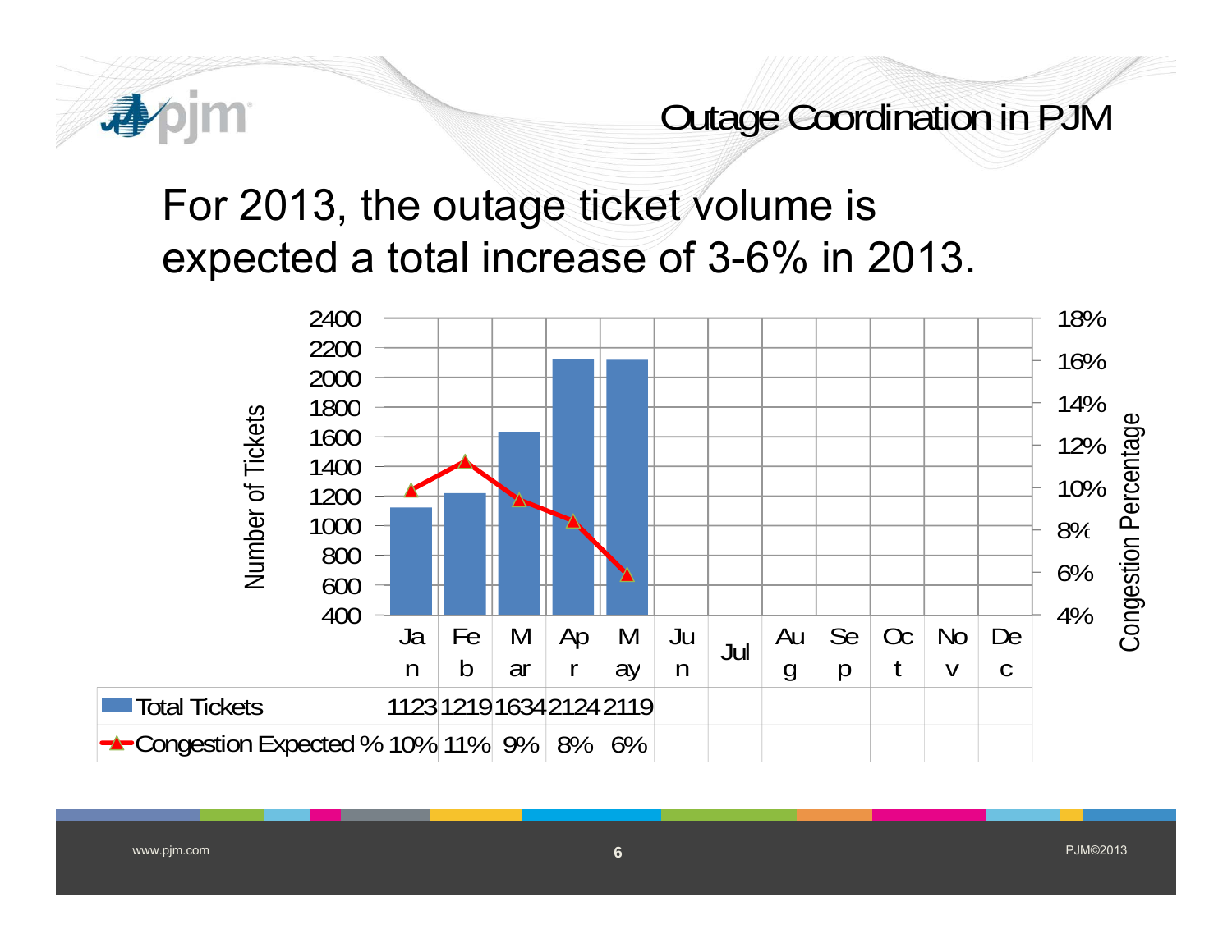## Outage Coordination in PJM

# For 2013, the outage ticket volume is expected a total increase of 3-6% in 2013.

| | Jan | Feb | Mar | Apr | May | Jun | Jul | Aug | Sep | Oct | Nov | Dec |
|---|---|---|---|---|---|---|---|---|---|---|---|---|
| Total Tickets | 1123 | 1219 | 1634 | 2124 | 2119 | | | | | | | |
| Congestion Expected % | 10% | 11% | 9% | 8% | 6% | | | | | | | |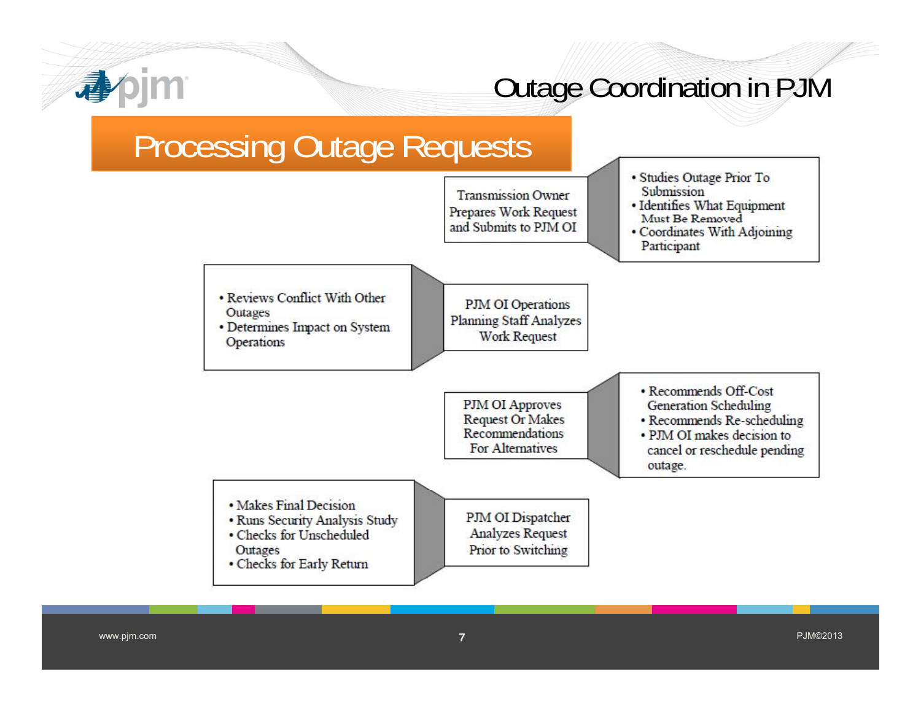## Processing Outage Requests

**Transmission Owner Prepares Work Request and Submits to PJM OI**

- Studies Outage Prior To Submission
- Identifies What Equipment Must Be Removed
- Coordinates With Adjoining Participant

**PJM OI Operations Planning Staff Analyzes Work Request**

- Reviews Conflict With Other Outages
- Determines Impact on System Operations

**PJM OI Approves Request Or Makes Recommendations For Alternatives**

- Recommends Off-Cost Generation Scheduling
- Recommends Re-scheduling
- PJM OI makes decision to cancel or reschedule pending outage.

**PJM OI Dispatcher Analyzes Request Prior to Switching**

- Makes Final Decision
- Runs Security Analysis Study
- Checks for Unscheduled Outages
- Checks for Early Return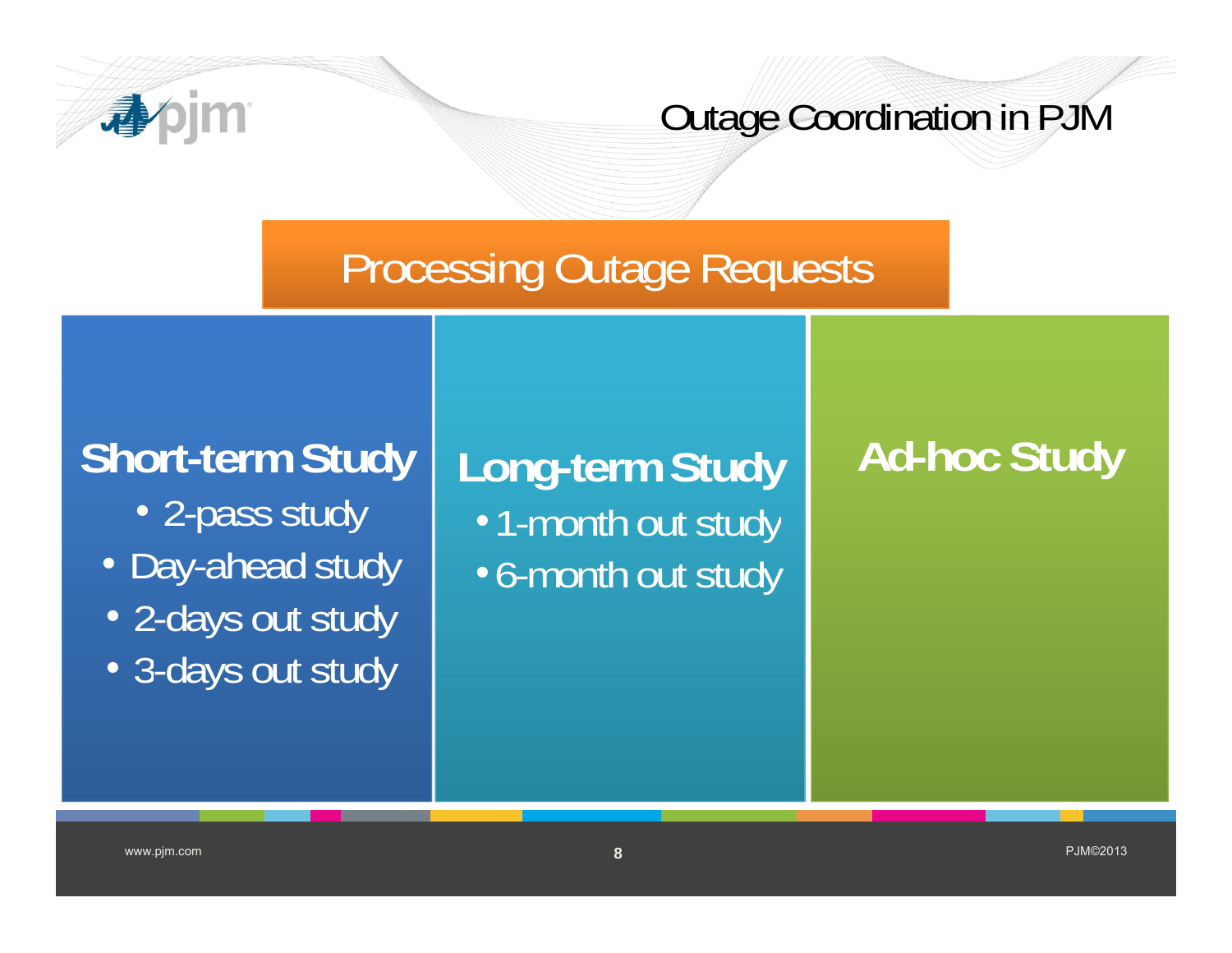# Processing Outage Requests

## Short-term Study

- 2-pass study
- Day-ahead study
- 2-days out study
- 3-days out study

## Long-term Study

- 1-month out study
- 6-month out study

## Ad-hoc Study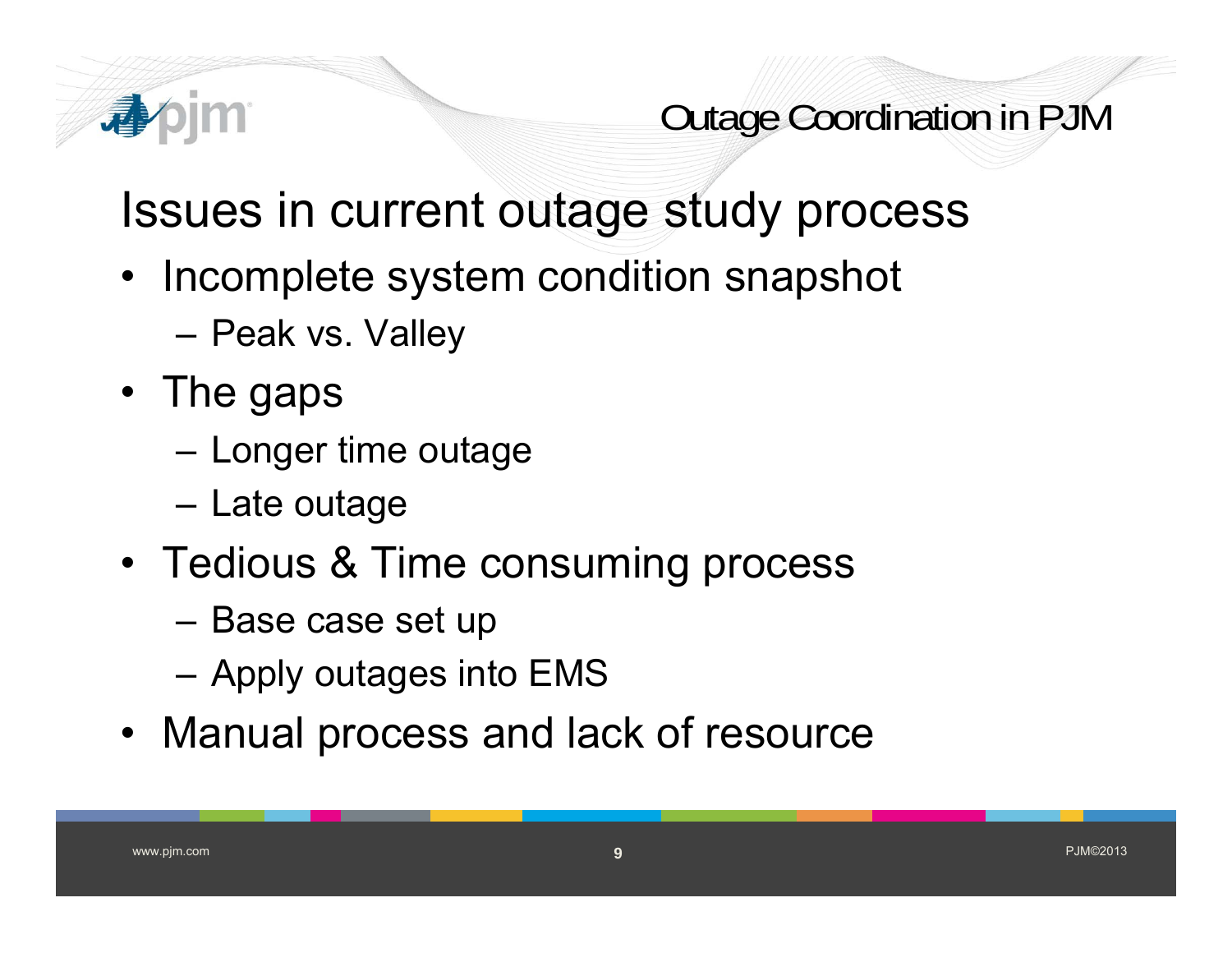# Issues in current outage study process

- Incomplete system condition snapshot
  - Peak vs. Valley
- The gaps
  - Longer time outage
  - Late outage
- Tedious & Time consuming process
  - Base case set up
  - Apply outages into EMS
- Manual process and lack of resource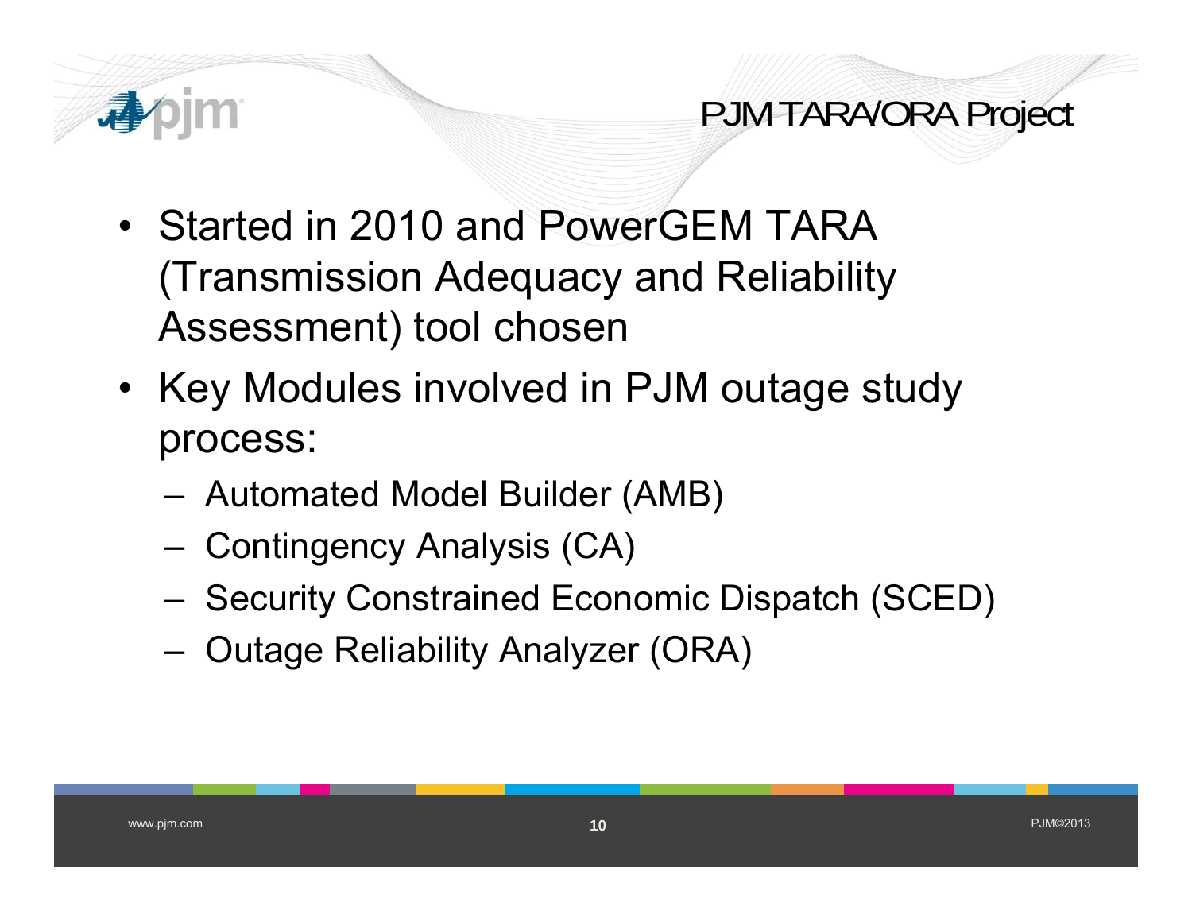# PJM TARA/ORA Project

- Started in 2010 and PowerGEM TARA (Transmission Adequacy and Reliability Assessment) tool chosen
- Key Modules involved in PJM outage study process:
  - Automated Model Builder (AMB)
  - Contingency Analysis (CA)
  - Security Constrained Economic Dispatch (SCED)
  - Outage Reliability Analyzer (ORA)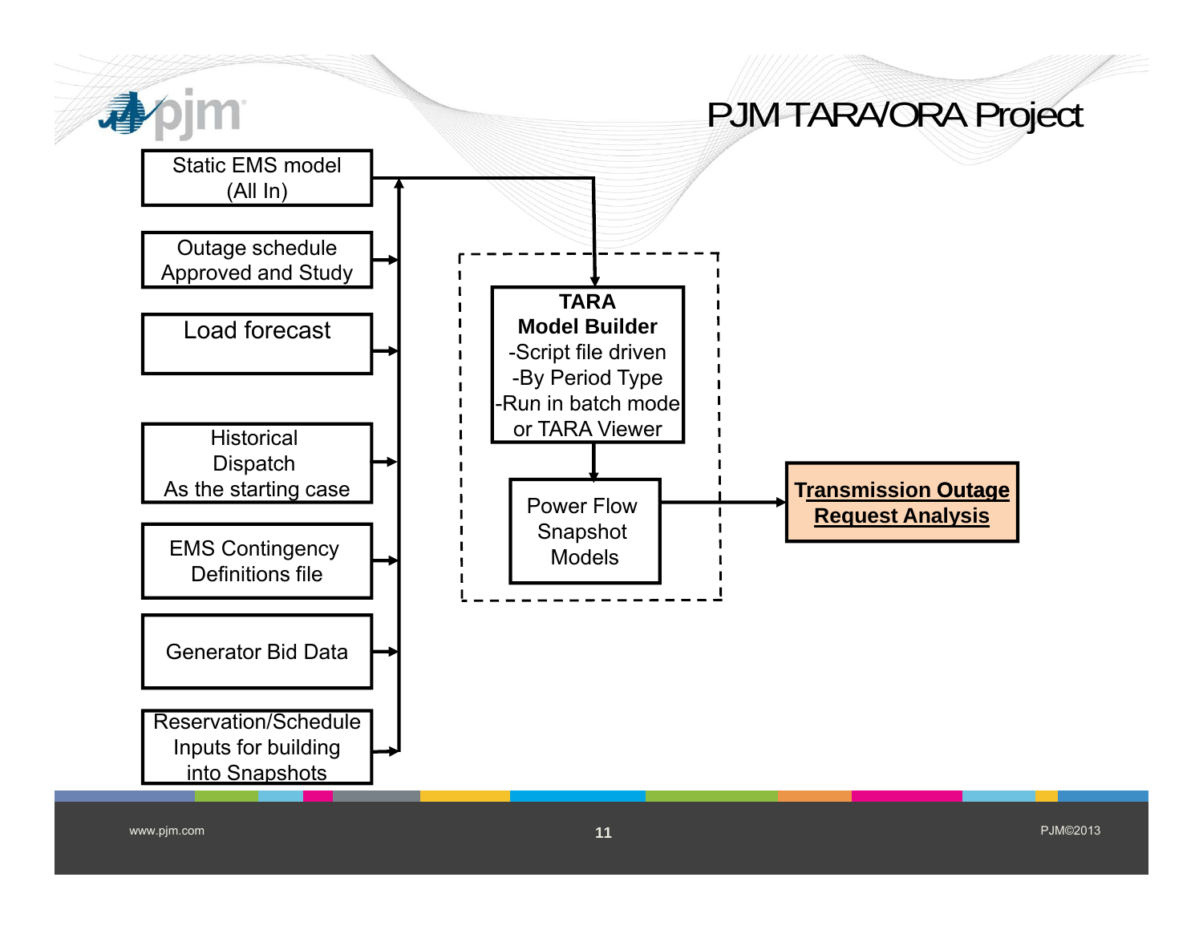# PJM TARA/ORA Project

- Static EMS model (All In)
- Outage schedule Approved and Study
- Load forecast
- Historical Dispatch As the starting case
- EMS Contingency Definitions file
- Generator Bid Data
- Reservation/Schedule Inputs for building into Snapshots

**TARA Model Builder**
- -Script file driven
- -By Period Type
- -Run in batch mode or TARA Viewer

Power Flow Snapshot Models

**Transmission Outage Request Analysis**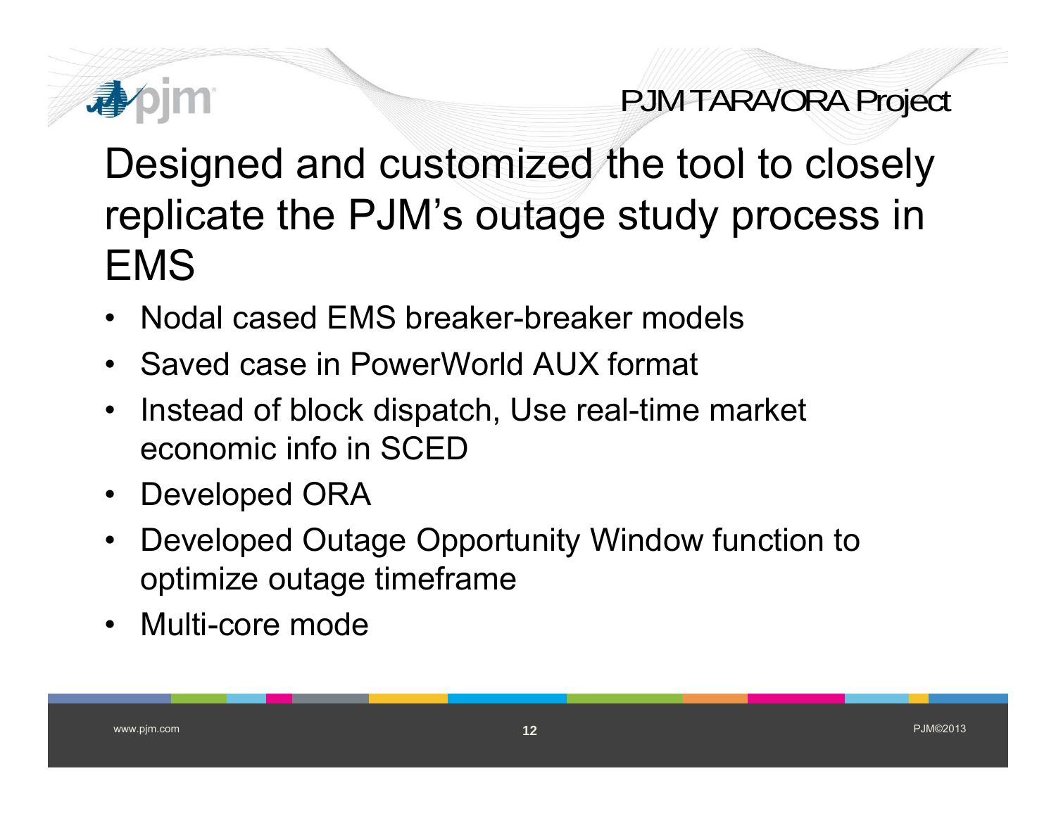PJM TARA/ORA Project

# Designed and customized the tool to closely replicate the PJM's outage study process in EMS

- Nodal cased EMS breaker-breaker models
- Saved case in PowerWorld AUX format
- Instead of block dispatch, Use real-time market economic info in SCED
- Developed ORA
- Developed Outage Opportunity Window function to optimize outage timeframe
- Multi-core mode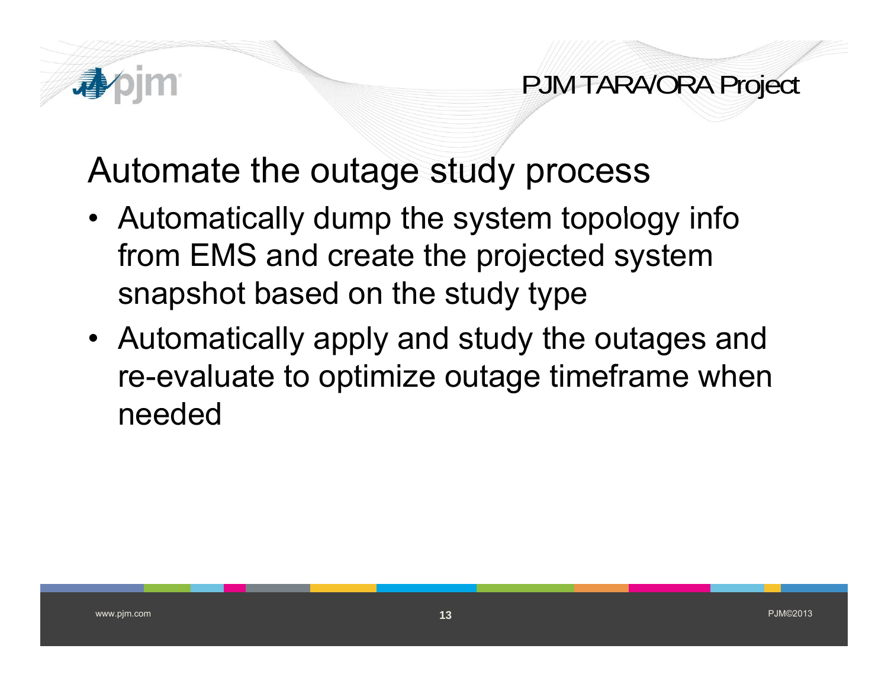# Automate the outage study process

- Automatically dump the system topology info from EMS and create the projected system snapshot based on the study type
- Automatically apply and study the outages and re-evaluate to optimize outage timeframe when needed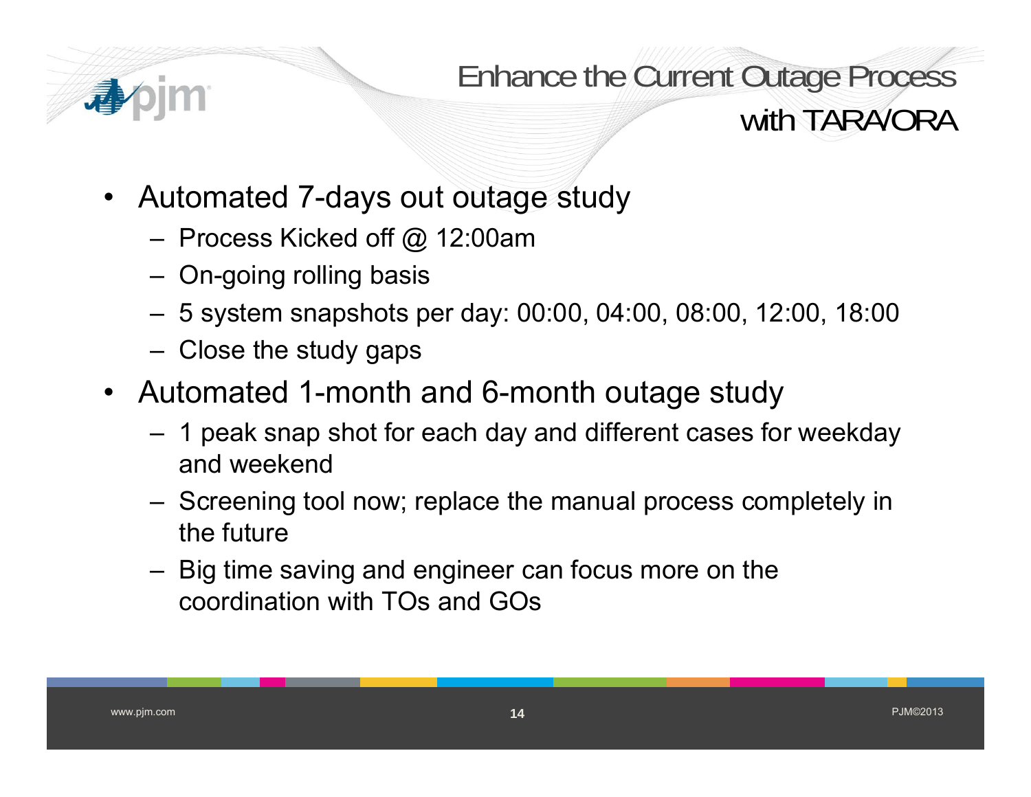# Enhance the Current Outage Process with TARA/ORA

- Automated 7-days out outage study
  - Process Kicked off @ 12:00am
  - On-going rolling basis
  - 5 system snapshots per day: 00:00, 04:00, 08:00, 12:00, 18:00
  - Close the study gaps
- Automated 1-month and 6-month outage study
  - 1 peak snap shot for each day and different cases for weekday and weekend
  - Screening tool now; replace the manual process completely in the future
  - Big time saving and engineer can focus more on the coordination with TOs and GOs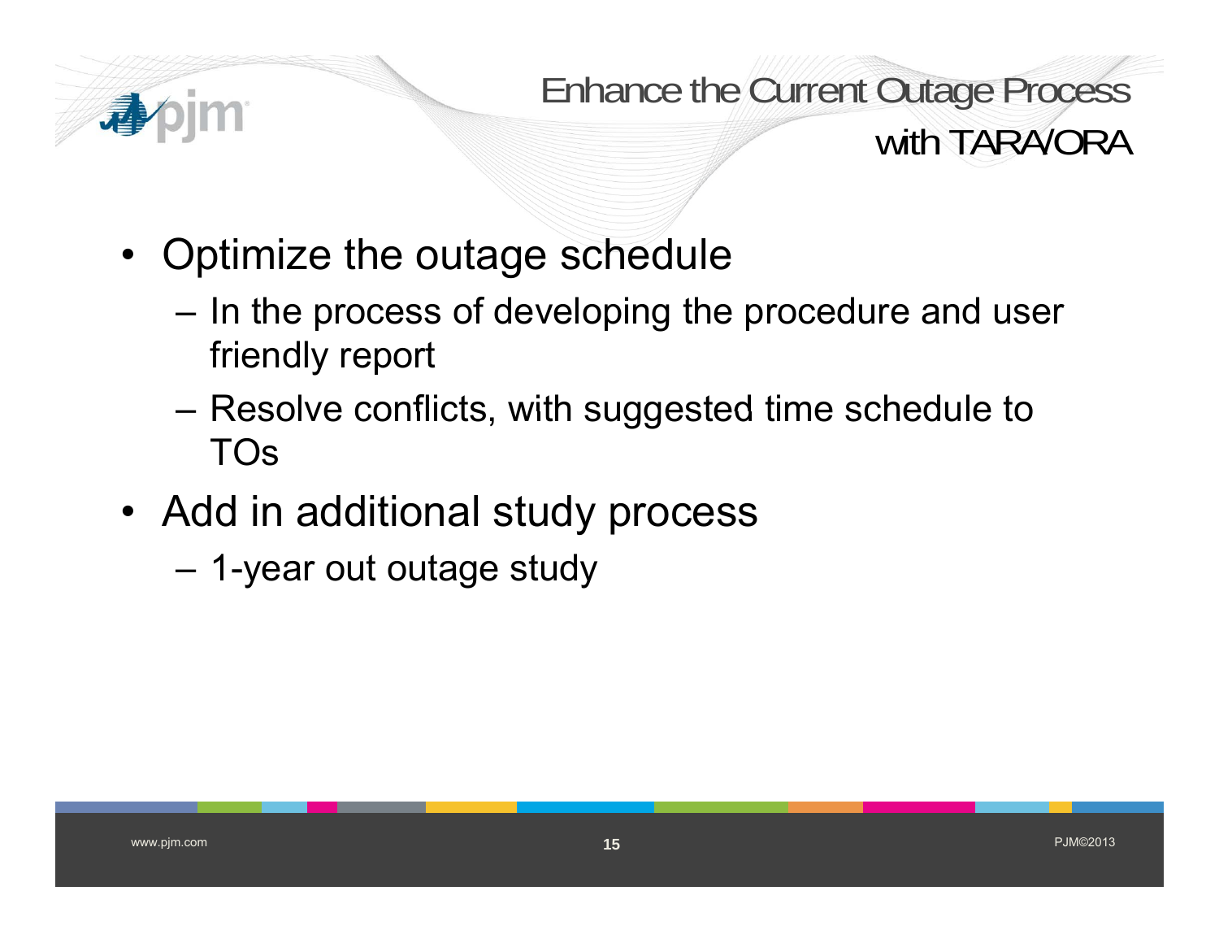# Enhance the Current Outage Process with TARA/ORA

- Optimize the outage schedule
  - In the process of developing the procedure and user friendly report
  - Resolve conflicts, with suggested time schedule to TOs
- Add in additional study process
  - 1-year out outage study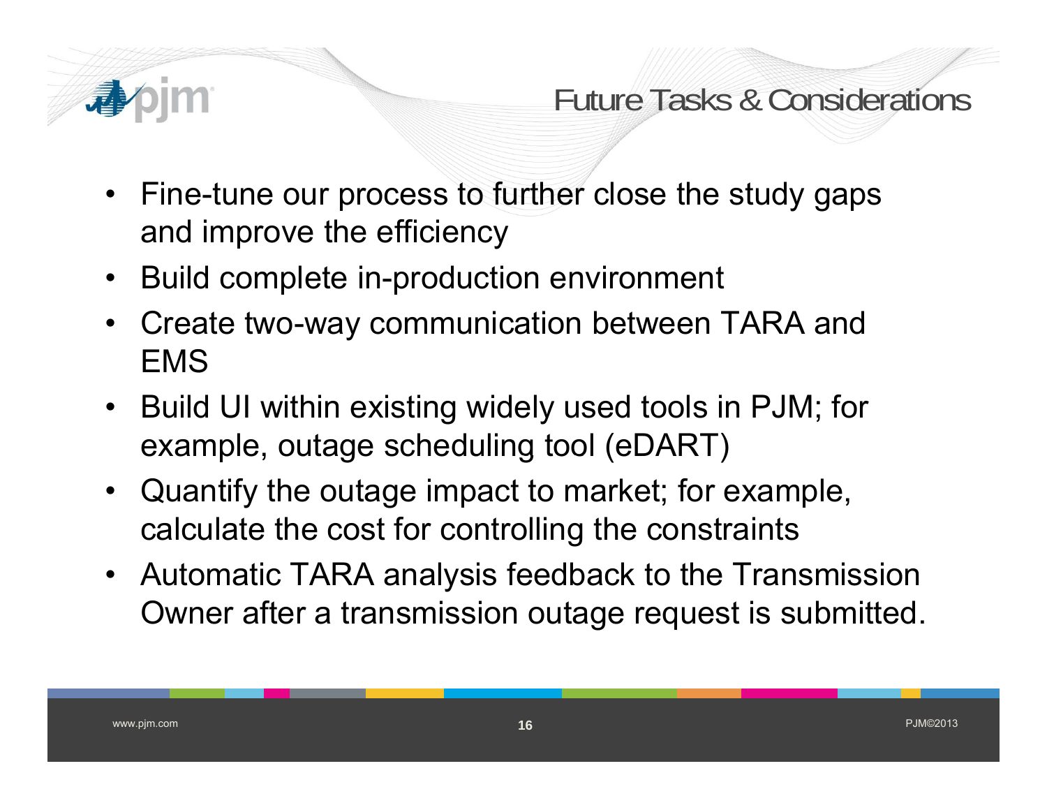# Future Tasks & Considerations

- Fine-tune our process to further close the study gaps and improve the efficiency
- Build complete in-production environment
- Create two-way communication between TARA and EMS
- Build UI within existing widely used tools in PJM; for example, outage scheduling tool (eDART)
- Quantify the outage impact to market; for example, calculate the cost for controlling the constraints
- Automatic TARA analysis feedback to the Transmission Owner after a transmission outage request is submitted.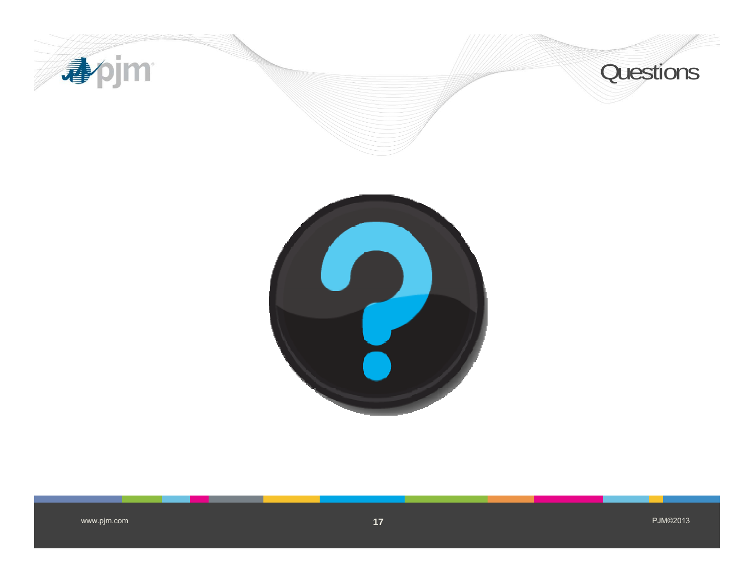# Questions